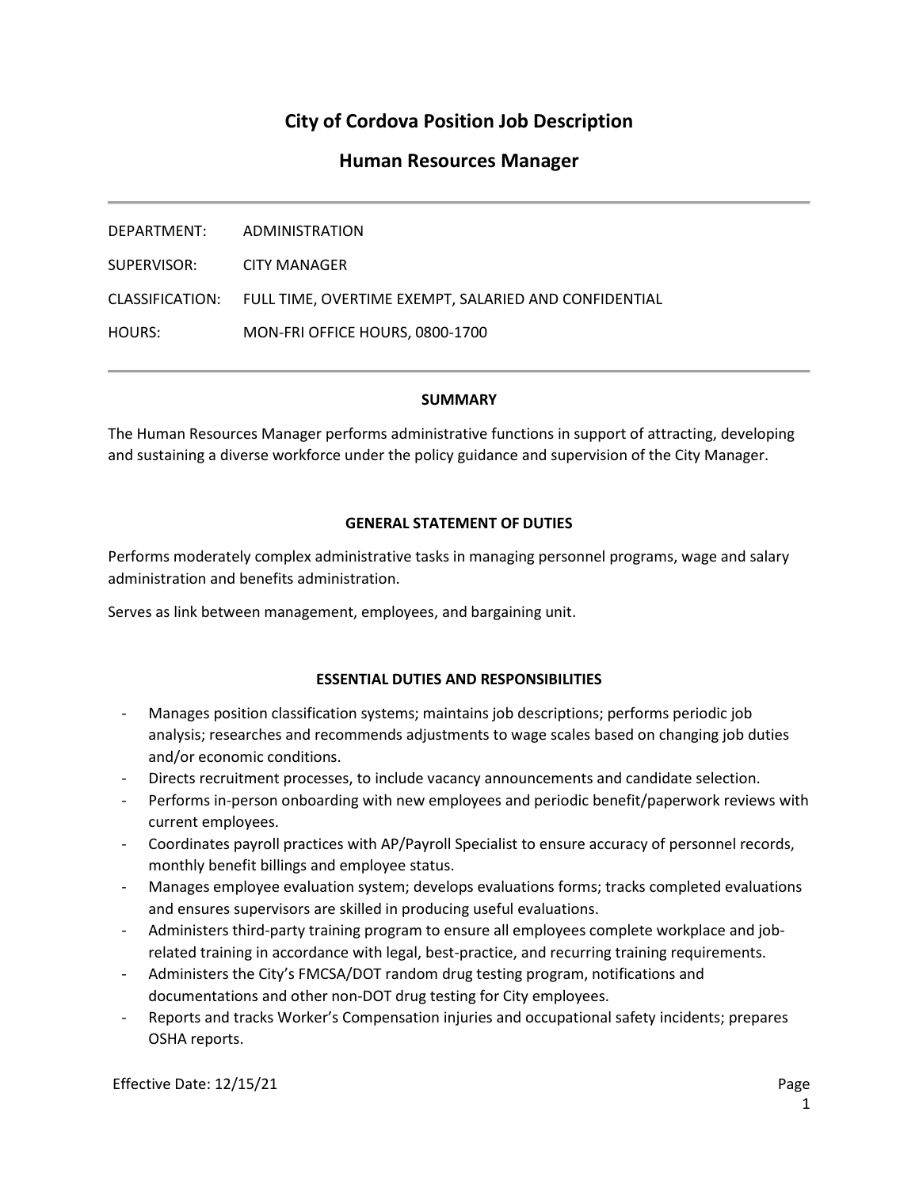# City of Cordova Position Job Description

## Human Resources Manager

---

DEPARTMENT: ADMINISTRATION

SUPERVISOR: CITY MANAGER

CLASSIFICATION: FULL TIME, OVERTIME EXEMPT, SALARIED AND CONFIDENTIAL

HOURS: MON-FRI OFFICE HOURS, 0800-1700

---

### SUMMARY

The Human Resources Manager performs administrative functions in support of attracting, developing and sustaining a diverse workforce under the policy guidance and supervision of the City Manager.

### GENERAL STATEMENT OF DUTIES

Performs moderately complex administrative tasks in managing personnel programs, wage and salary administration and benefits administration.

Serves as link between management, employees, and bargaining unit.

### ESSENTIAL DUTIES AND RESPONSIBILITIES

- Manages position classification systems; maintains job descriptions; performs periodic job analysis; researches and recommends adjustments to wage scales based on changing job duties and/or economic conditions.
- Directs recruitment processes, to include vacancy announcements and candidate selection.
- Performs in-person onboarding with new employees and periodic benefit/paperwork reviews with current employees.
- Coordinates payroll practices with AP/Payroll Specialist to ensure accuracy of personnel records, monthly benefit billings and employee status.
- Manages employee evaluation system; develops evaluations forms; tracks completed evaluations and ensures supervisors are skilled in producing useful evaluations.
- Administers third-party training program to ensure all employees complete workplace and job-related training in accordance with legal, best-practice, and recurring training requirements.
- Administers the City's FMCSA/DOT random drug testing program, notifications and documentations and other non-DOT drug testing for City employees.
- Reports and tracks Worker's Compensation injuries and occupational safety incidents; prepares OSHA reports.

Effective Date: 12/15/21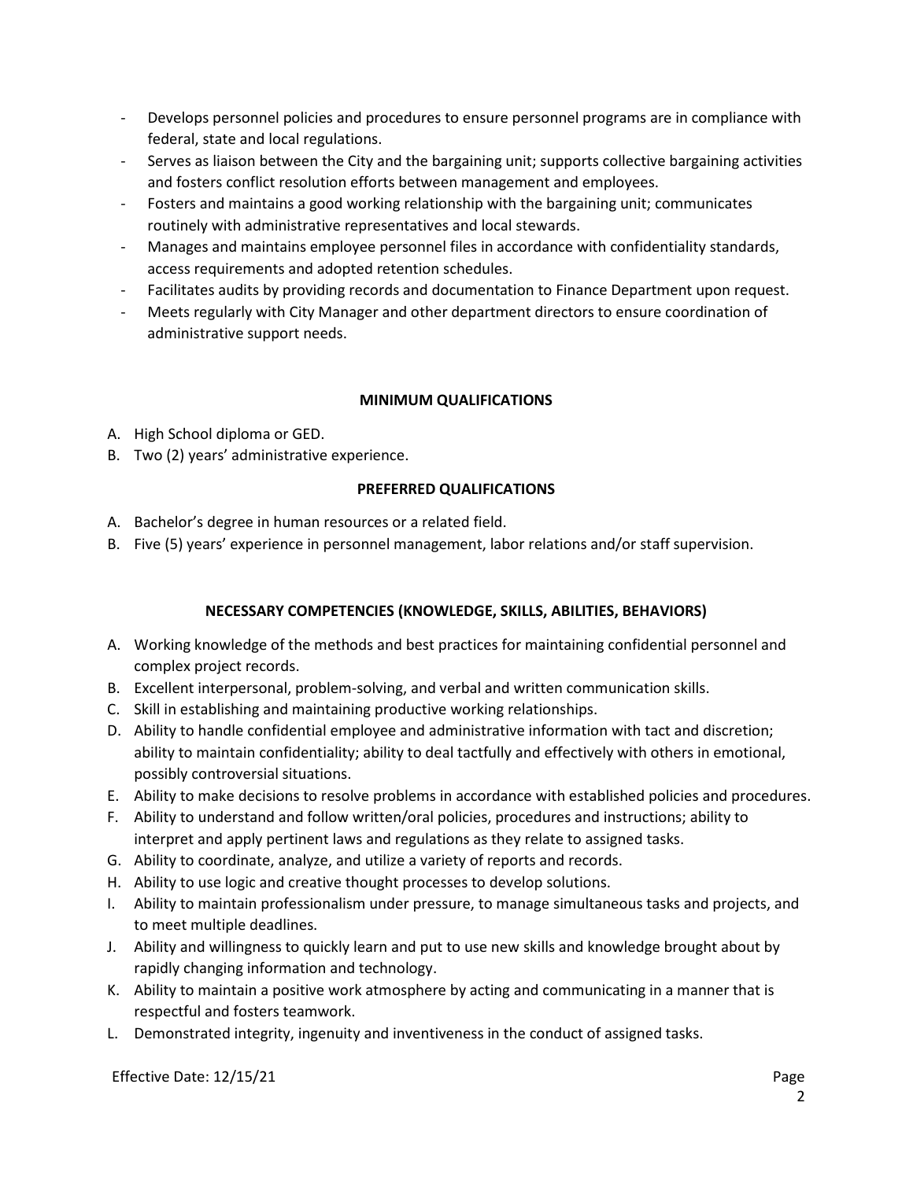- Develops personnel policies and procedures to ensure personnel programs are in compliance with federal, state and local regulations.
- Serves as liaison between the City and the bargaining unit; supports collective bargaining activities and fosters conflict resolution efforts between management and employees.
- Fosters and maintains a good working relationship with the bargaining unit; communicates routinely with administrative representatives and local stewards.
- Manages and maintains employee personnel files in accordance with confidentiality standards, access requirements and adopted retention schedules.
- Facilitates audits by providing records and documentation to Finance Department upon request.
- Meets regularly with City Manager and other department directors to ensure coordination of administrative support needs.

## MINIMUM QUALIFICATIONS

A. High School diploma or GED.
B. Two (2) years' administrative experience.

## PREFERRED QUALIFICATIONS

A. Bachelor's degree in human resources or a related field.
B. Five (5) years' experience in personnel management, labor relations and/or staff supervision.

## NECESSARY COMPETENCIES (KNOWLEDGE, SKILLS, ABILITIES, BEHAVIORS)

A. Working knowledge of the methods and best practices for maintaining confidential personnel and complex project records.
B. Excellent interpersonal, problem-solving, and verbal and written communication skills.
C. Skill in establishing and maintaining productive working relationships.
D. Ability to handle confidential employee and administrative information with tact and discretion; ability to maintain confidentiality; ability to deal tactfully and effectively with others in emotional, possibly controversial situations.
E. Ability to make decisions to resolve problems in accordance with established policies and procedures.
F. Ability to understand and follow written/oral policies, procedures and instructions; ability to interpret and apply pertinent laws and regulations as they relate to assigned tasks.
G. Ability to coordinate, analyze, and utilize a variety of reports and records.
H. Ability to use logic and creative thought processes to develop solutions.
I. Ability to maintain professionalism under pressure, to manage simultaneous tasks and projects, and to meet multiple deadlines.
J. Ability and willingness to quickly learn and put to use new skills and knowledge brought about by rapidly changing information and technology.
K. Ability to maintain a positive work atmosphere by acting and communicating in a manner that is respectful and fosters teamwork.
L. Demonstrated integrity, ingenuity and inventiveness in the conduct of assigned tasks.

Effective Date: 12/15/21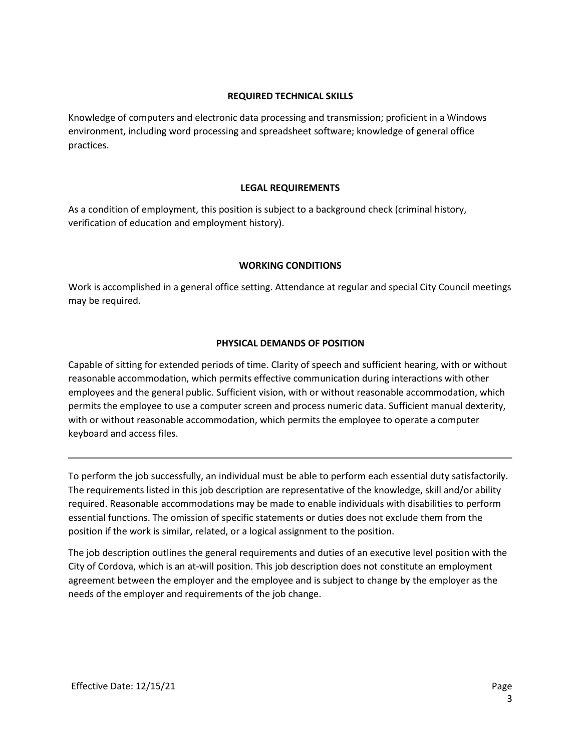## REQUIRED TECHNICAL SKILLS

Knowledge of computers and electronic data processing and transmission; proficient in a Windows environment, including word processing and spreadsheet software; knowledge of general office practices.

## LEGAL REQUIREMENTS

As a condition of employment, this position is subject to a background check (criminal history, verification of education and employment history).

## WORKING CONDITIONS

Work is accomplished in a general office setting. Attendance at regular and special City Council meetings may be required.

## PHYSICAL DEMANDS OF POSITION

Capable of sitting for extended periods of time. Clarity of speech and sufficient hearing, with or without reasonable accommodation, which permits effective communication during interactions with other employees and the general public. Sufficient vision, with or without reasonable accommodation, which permits the employee to use a computer screen and process numeric data. Sufficient manual dexterity, with or without reasonable accommodation, which permits the employee to operate a computer keyboard and access files.

---

To perform the job successfully, an individual must be able to perform each essential duty satisfactorily. The requirements listed in this job description are representative of the knowledge, skill and/or ability required. Reasonable accommodations may be made to enable individuals with disabilities to perform essential functions. The omission of specific statements or duties does not exclude them from the position if the work is similar, related, or a logical assignment to the position.

The job description outlines the general requirements and duties of an executive level position with the City of Cordova, which is an at-will position. This job description does not constitute an employment agreement between the employer and the employee and is subject to change by the employer as the needs of the employer and requirements of the job change.

Effective Date: 12/15/21